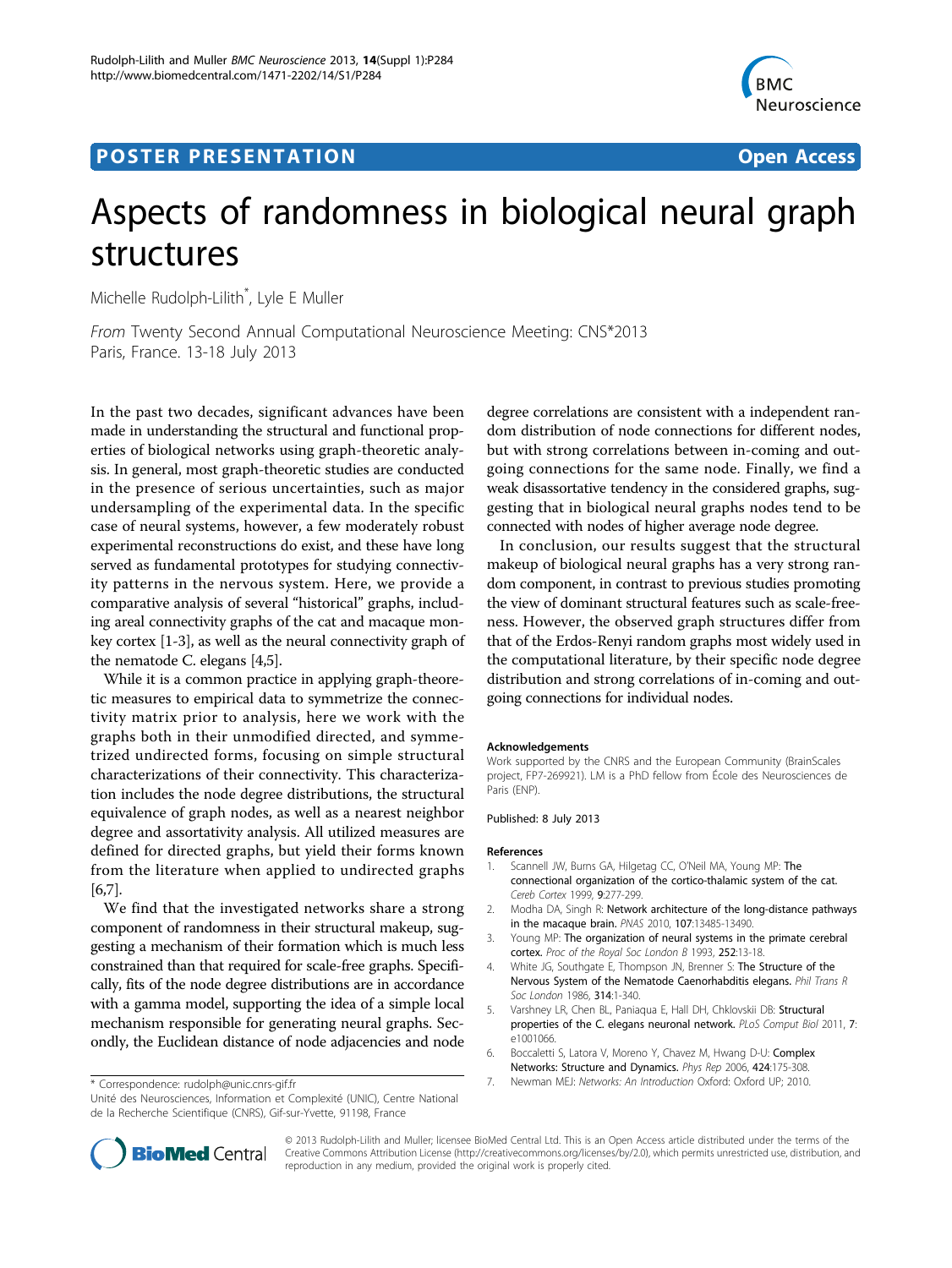**POSTER PRESENTATION** **Open Access**

# Aspects of randomness in biological neural graph structures

Michelle Rudolph-Lilith*, Lyle E Muller

*From* Twenty Second Annual Computational Neuroscience Meeting: CNS*2013
Paris, France. 13-18 July 2013

In the past two decades, significant advances have been made in understanding the structural and functional properties of biological networks using graph-theoretic analysis. In general, most graph-theoretic studies are conducted in the presence of serious uncertainties, such as major undersampling of the experimental data. In the specific case of neural systems, however, a few moderately robust experimental reconstructions do exist, and these have long served as fundamental prototypes for studying connectivity patterns in the nervous system. Here, we provide a comparative analysis of several "historical" graphs, including areal connectivity graphs of the cat and macaque monkey cortex [1-3], as well as the neural connectivity graph of the nematode C. elegans [4,5].

While it is a common practice in applying graph-theoretic measures to empirical data to symmetrize the connectivity matrix prior to analysis, here we work with the graphs both in their unmodified directed, and symmetrized undirected forms, focusing on simple structural characterizations of their connectivity. This characterization includes the node degree distributions, the structural equivalence of graph nodes, as well as a nearest neighbor degree and assortativity analysis. All utilized measures are defined for directed graphs, but yield their forms known from the literature when applied to undirected graphs [6,7].

We find that the investigated networks share a strong component of randomness in their structural makeup, suggesting a mechanism of their formation which is much less constrained than that required for scale-free graphs. Specifically, fits of the node degree distributions are in accordance with a gamma model, supporting the idea of a simple local mechanism responsible for generating neural graphs. Secondly, the Euclidean distance of node adjacencies and node degree correlations are consistent with a independent random distribution of node connections for different nodes, but with strong correlations between in-coming and outgoing connections for the same node. Finally, we find a weak disassortative tendency in the considered graphs, suggesting that in biological neural graphs nodes tend to be connected with nodes of higher average node degree.

In conclusion, our results suggest that the structural makeup of biological neural graphs has a very strong random component, in contrast to previous studies promoting the view of dominant structural features such as scale-freeness. However, the observed graph structures differ from that of the Erdos-Renyi random graphs most widely used in the computational literature, by their specific node degree distribution and strong correlations of in-coming and outgoing connections for individual nodes.

#### Acknowledgements

Work supported by the CNRS and the European Community (BrainScales project, FP7-269921). LM is a PhD fellow from École des Neurosciences de Paris (ENP).

Published: 8 July 2013

#### References

1. Scannell JW, Burns GA, Hilgetag CC, O'Neil MA, Young MP: **The connectional organization of the cortico-thalamic system of the cat.** *Cereb Cortex* 1999, **9**:277-299.
2. Modha DA, Singh R: **Network architecture of the long-distance pathways in the macaque brain.** *PNAS* 2010, **107**:13485-13490.
3. Young MP: **The organization of neural systems in the primate cerebral cortex.** *Proc of the Royal Soc London B* 1993, **252**:13-18.
4. White JG, Southgate E, Thompson JN, Brenner S: **The Structure of the Nervous System of the Nematode Caenorhabditis elegans.** *Phil Trans R Soc London* 1986, **314**:1-340.
5. Varshney LR, Chen BL, Paniaqua E, Hall DH, Chklovskii DB: **Structural properties of the C. elegans neuronal network.** *PLoS Comput Biol* 2011, **7**: e1001066.
6. Boccaletti S, Latora V, Moreno Y, Chavez M, Hwang D-U: **Complex Networks: Structure and Dynamics.** *Phys Rep* 2006, **424**:175-308.
7. Newman MEJ: *Networks: An Introduction* Oxford: Oxford UP; 2010.

\* Correspondence: rudolph@unic.cnrs-gif.fr
Unité des Neurosciences, Information et Complexité (UNIC), Centre National de la Recherche Scientifique (CNRS), Gif-sur-Yvette, 91198, France

© 2013 Rudolph-Lilith and Muller; licensee BioMed Central Ltd. This is an Open Access article distributed under the terms of the Creative Commons Attribution License (http://creativecommons.org/licenses/by/2.0), which permits unrestricted use, distribution, and reproduction in any medium, provided the original work is properly cited.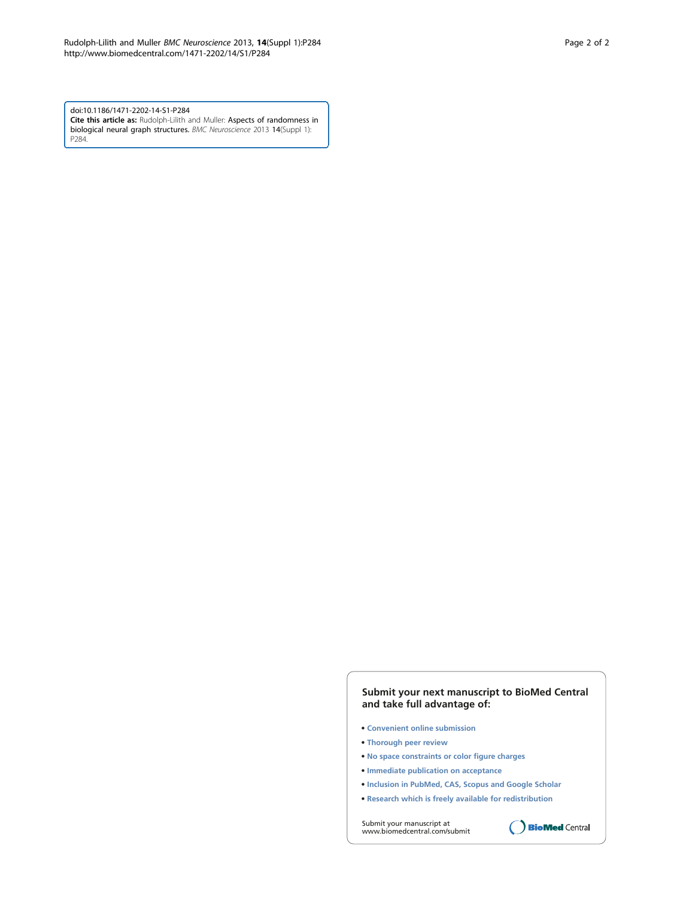doi:10.1186/1471-2202-14-S1-P284

**Cite this article as:** Rudolph-Lilith and Muller: **Aspects of randomness in biological neural graph structures.** *BMC Neuroscience* 2013 **14**(Suppl 1): P284.

**Submit your next manuscript to BioMed Central and take full advantage of:**

- **Convenient online submission**
- **Thorough peer review**
- **No space constraints or color figure charges**
- **Immediate publication on acceptance**
- **Inclusion in PubMed, CAS, Scopus and Google Scholar**
- **Research which is freely available for redistribution**

Submit your manuscript at
www.biomedcentral.com/submit

**BioMed** Central